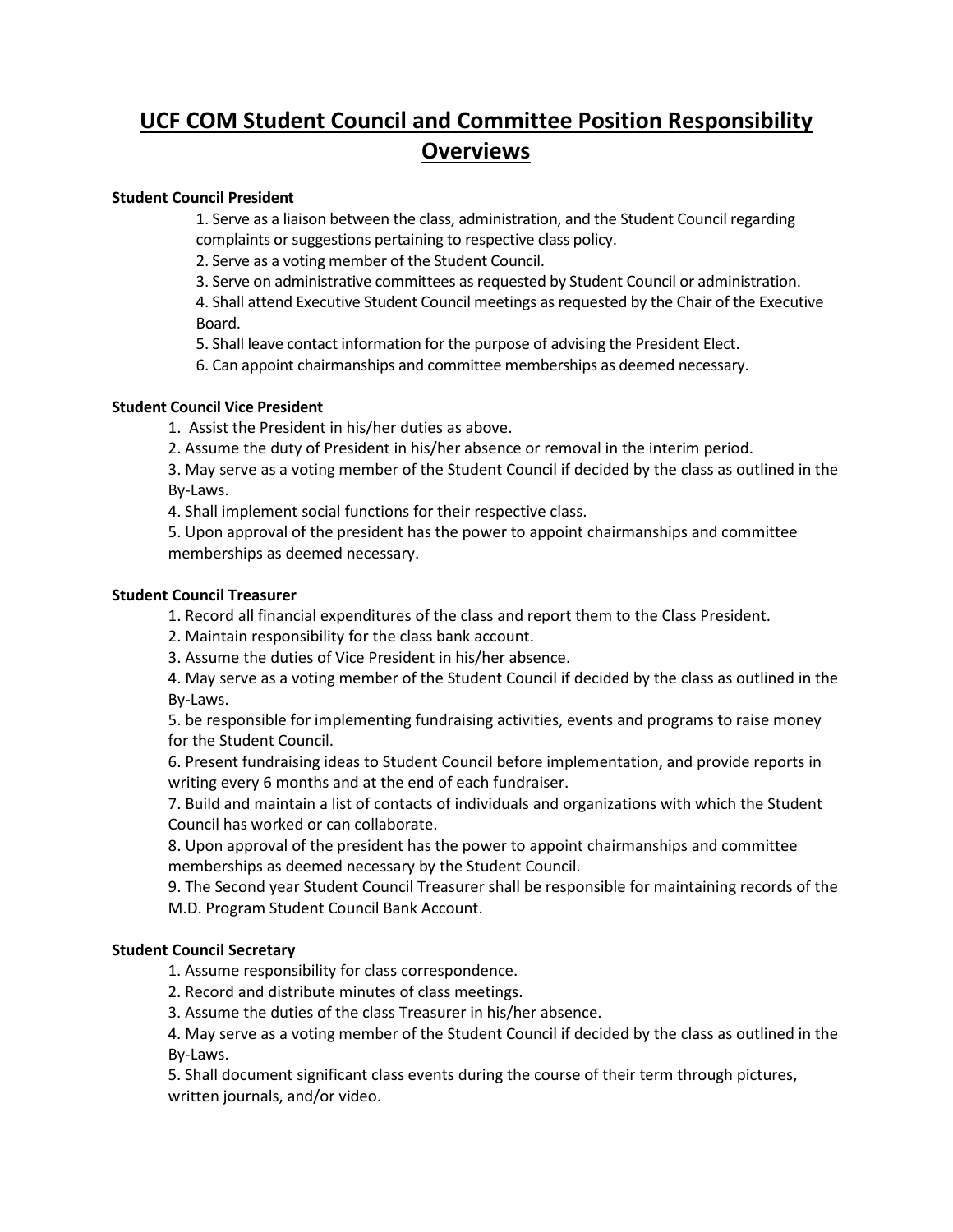# UCF COM Student Council and Committee Position Responsibility Overviews

**Student Council President**

1. Serve as a liaison between the class, administration, and the Student Council regarding complaints or suggestions pertaining to respective class policy.
2. Serve as a voting member of the Student Council.
3. Serve on administrative committees as requested by Student Council or administration.
4. Shall attend Executive Student Council meetings as requested by the Chair of the Executive Board.
5. Shall leave contact information for the purpose of advising the President Elect.
6. Can appoint chairmanships and committee memberships as deemed necessary.

**Student Council Vice President**

1. Assist the President in his/her duties as above.
2. Assume the duty of President in his/her absence or removal in the interim period.
3. May serve as a voting member of the Student Council if decided by the class as outlined in the By-Laws.
4. Shall implement social functions for their respective class.
5. Upon approval of the president has the power to appoint chairmanships and committee memberships as deemed necessary.

**Student Council Treasurer**

1. Record all financial expenditures of the class and report them to the Class President.
2. Maintain responsibility for the class bank account.
3. Assume the duties of Vice President in his/her absence.
4. May serve as a voting member of the Student Council if decided by the class as outlined in the By-Laws.
5. be responsible for implementing fundraising activities, events and programs to raise money for the Student Council.
6. Present fundraising ideas to Student Council before implementation, and provide reports in writing every 6 months and at the end of each fundraiser.
7. Build and maintain a list of contacts of individuals and organizations with which the Student Council has worked or can collaborate.
8. Upon approval of the president has the power to appoint chairmanships and committee memberships as deemed necessary by the Student Council.
9. The Second year Student Council Treasurer shall be responsible for maintaining records of the M.D. Program Student Council Bank Account.

**Student Council Secretary**

1. Assume responsibility for class correspondence.
2. Record and distribute minutes of class meetings.
3. Assume the duties of the class Treasurer in his/her absence.
4. May serve as a voting member of the Student Council if decided by the class as outlined in the By-Laws.
5. Shall document significant class events during the course of their term through pictures, written journals, and/or video.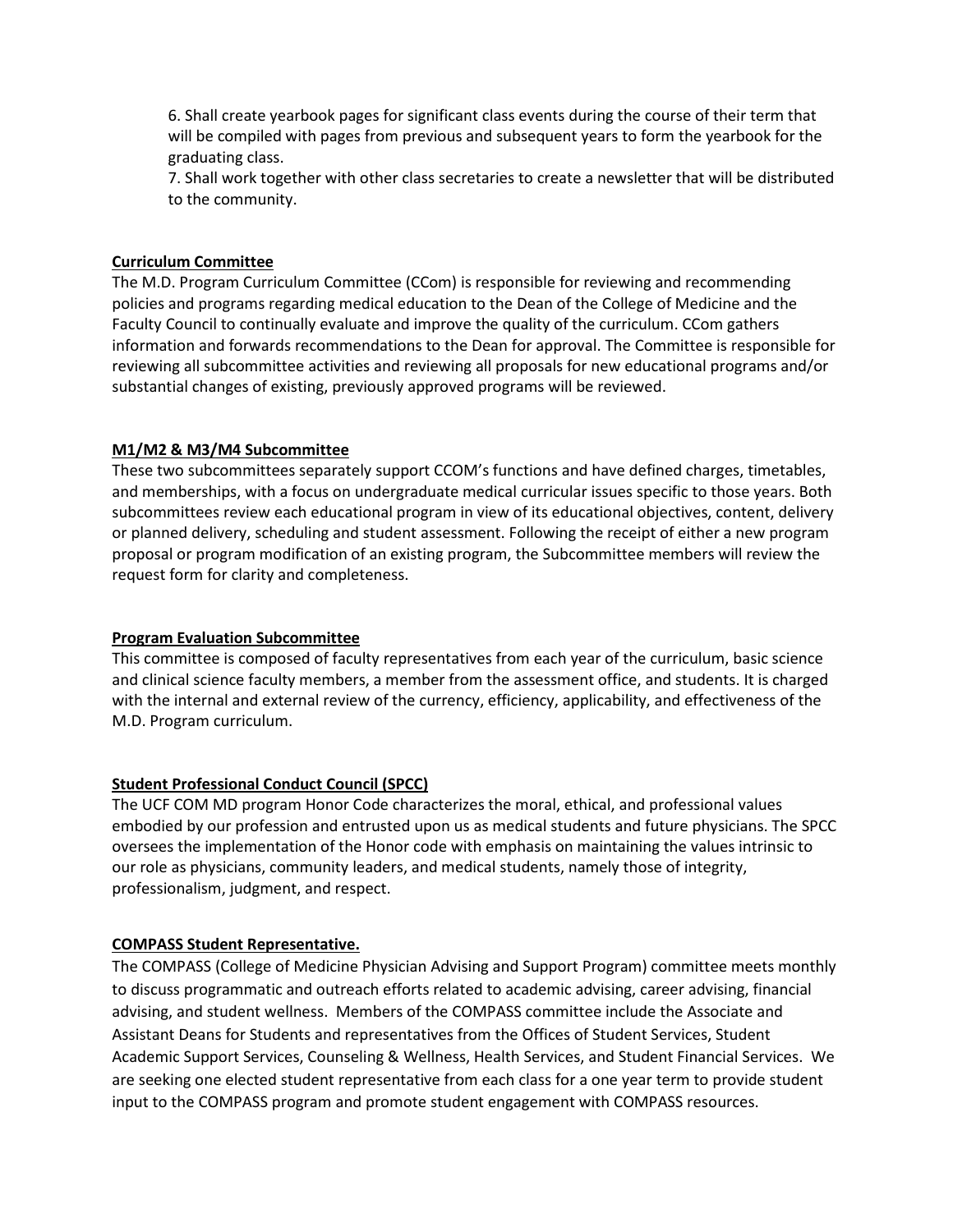6. Shall create yearbook pages for significant class events during the course of their term that will be compiled with pages from previous and subsequent years to form the yearbook for the graduating class.
7. Shall work together with other class secretaries to create a newsletter that will be distributed to the community.

**Curriculum Committee**

The M.D. Program Curriculum Committee (CCom) is responsible for reviewing and recommending policies and programs regarding medical education to the Dean of the College of Medicine and the Faculty Council to continually evaluate and improve the quality of the curriculum. CCom gathers information and forwards recommendations to the Dean for approval. The Committee is responsible for reviewing all subcommittee activities and reviewing all proposals for new educational programs and/or substantial changes of existing, previously approved programs will be reviewed.

**M1/M2 & M3/M4 Subcommittee**

These two subcommittees separately support CCOM's functions and have defined charges, timetables, and memberships, with a focus on undergraduate medical curricular issues specific to those years. Both subcommittees review each educational program in view of its educational objectives, content, delivery or planned delivery, scheduling and student assessment. Following the receipt of either a new program proposal or program modification of an existing program, the Subcommittee members will review the request form for clarity and completeness.

**Program Evaluation Subcommittee**

This committee is composed of faculty representatives from each year of the curriculum, basic science and clinical science faculty members, a member from the assessment office, and students. It is charged with the internal and external review of the currency, efficiency, applicability, and effectiveness of the M.D. Program curriculum.

**Student Professional Conduct Council (SPCC)**

The UCF COM MD program Honor Code characterizes the moral, ethical, and professional values embodied by our profession and entrusted upon us as medical students and future physicians. The SPCC oversees the implementation of the Honor code with emphasis on maintaining the values intrinsic to our role as physicians, community leaders, and medical students, namely those of integrity, professionalism, judgment, and respect.

**COMPASS Student Representative.**

The COMPASS (College of Medicine Physician Advising and Support Program) committee meets monthly to discuss programmatic and outreach efforts related to academic advising, career advising, financial advising, and student wellness. Members of the COMPASS committee include the Associate and Assistant Deans for Students and representatives from the Offices of Student Services, Student Academic Support Services, Counseling & Wellness, Health Services, and Student Financial Services. We are seeking one elected student representative from each class for a one year term to provide student input to the COMPASS program and promote student engagement with COMPASS resources.